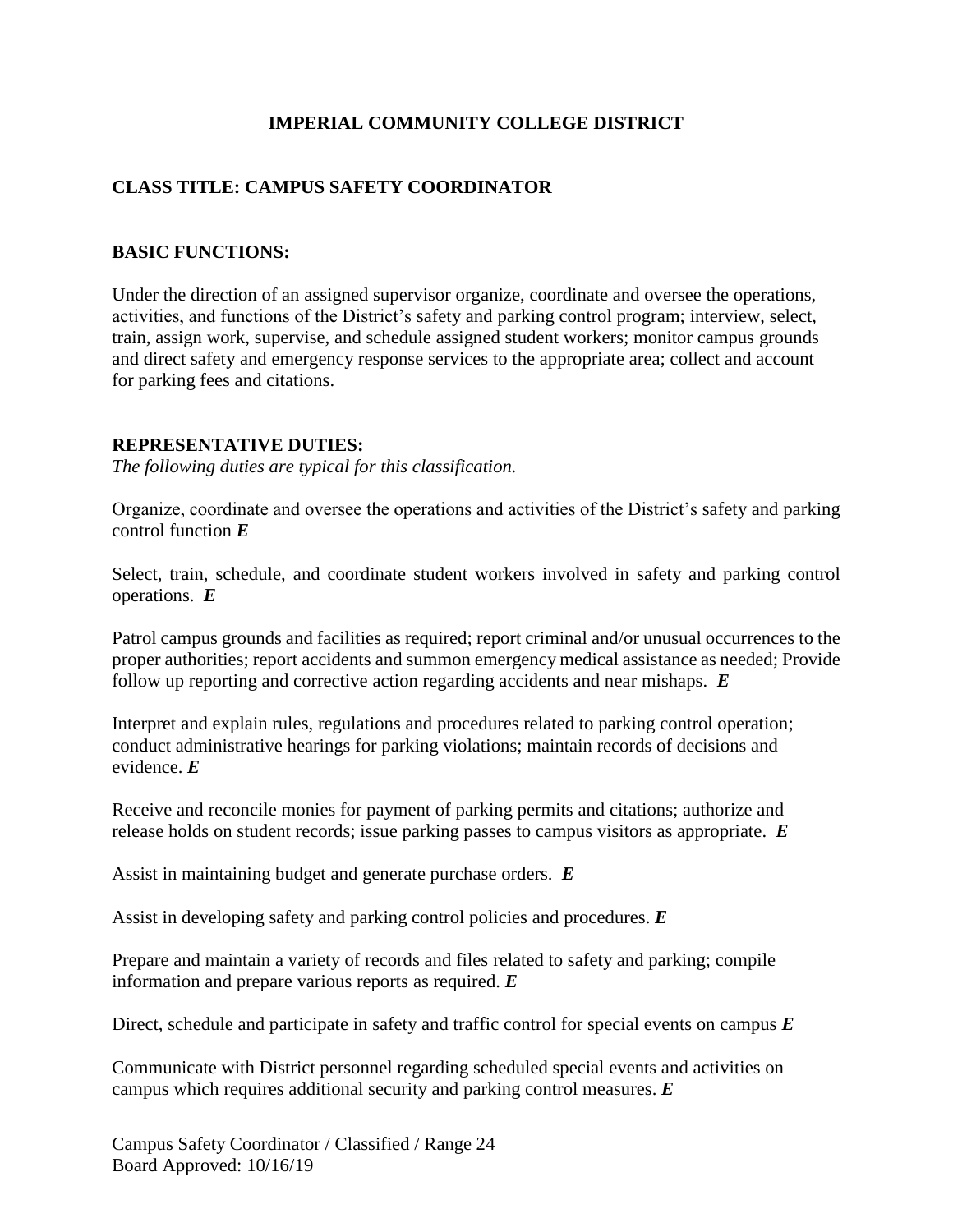# IMPERIAL COMMUNITY COLLEGE DISTRICT

## CLASS TITLE: CAMPUS SAFETY COORDINATOR

## BASIC FUNCTIONS:

Under the direction of an assigned supervisor organize, coordinate and oversee the operations, activities, and functions of the District's safety and parking control program; interview, select, train, assign work, supervise, and schedule assigned student workers; monitor campus grounds and direct safety and emergency response services to the appropriate area; collect and account for parking fees and citations.

## REPRESENTATIVE DUTIES:

*The following duties are typical for this classification.*

Organize, coordinate and oversee the operations and activities of the District's safety and parking control function ***E***

Select, train, schedule, and coordinate student workers involved in safety and parking control operations. ***E***

Patrol campus grounds and facilities as required; report criminal and/or unusual occurrences to the proper authorities; report accidents and summon emergency medical assistance as needed; Provide follow up reporting and corrective action regarding accidents and near mishaps. ***E***

Interpret and explain rules, regulations and procedures related to parking control operation; conduct administrative hearings for parking violations; maintain records of decisions and evidence. ***E***

Receive and reconcile monies for payment of parking permits and citations; authorize and release holds on student records; issue parking passes to campus visitors as appropriate. ***E***

Assist in maintaining budget and generate purchase orders. ***E***

Assist in developing safety and parking control policies and procedures. ***E***

Prepare and maintain a variety of records and files related to safety and parking; compile information and prepare various reports as required. ***E***

Direct, schedule and participate in safety and traffic control for special events on campus ***E***

Communicate with District personnel regarding scheduled special events and activities on campus which requires additional security and parking control measures. ***E***

Campus Safety Coordinator / Classified / Range 24
Board Approved: 10/16/19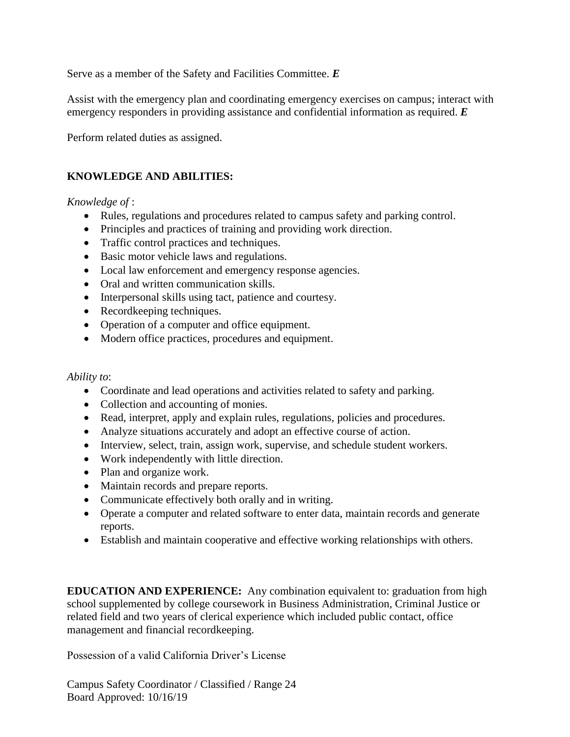Serve as a member of the Safety and Facilities Committee. ***E***

Assist with the emergency plan and coordinating emergency exercises on campus; interact with emergency responders in providing assistance and confidential information as required. ***E***

Perform related duties as assigned.

## KNOWLEDGE AND ABILITIES:

*Knowledge of* :

- Rules, regulations and procedures related to campus safety and parking control.
- Principles and practices of training and providing work direction.
- Traffic control practices and techniques.
- Basic motor vehicle laws and regulations.
- Local law enforcement and emergency response agencies.
- Oral and written communication skills.
- Interpersonal skills using tact, patience and courtesy.
- Recordkeeping techniques.
- Operation of a computer and office equipment.
- Modern office practices, procedures and equipment.

*Ability to*:

- Coordinate and lead operations and activities related to safety and parking.
- Collection and accounting of monies.
- Read, interpret, apply and explain rules, regulations, policies and procedures.
- Analyze situations accurately and adopt an effective course of action.
- Interview, select, train, assign work, supervise, and schedule student workers.
- Work independently with little direction.
- Plan and organize work.
- Maintain records and prepare reports.
- Communicate effectively both orally and in writing.
- Operate a computer and related software to enter data, maintain records and generate reports.
- Establish and maintain cooperative and effective working relationships with others.

**EDUCATION AND EXPERIENCE:** Any combination equivalent to: graduation from high school supplemented by college coursework in Business Administration, Criminal Justice or related field and two years of clerical experience which included public contact, office management and financial recordkeeping.

Possession of a valid California Driver's License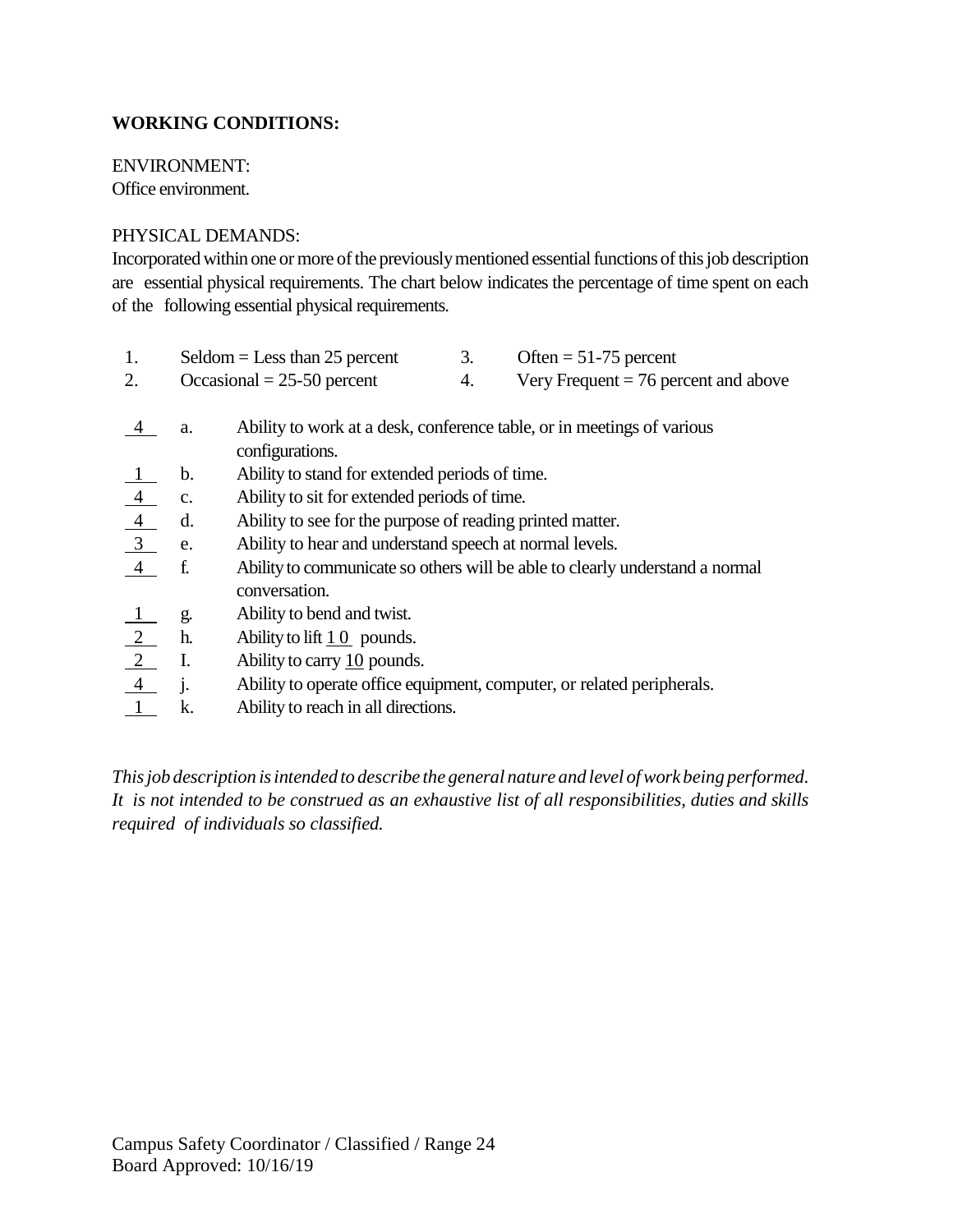**WORKING CONDITIONS:**

ENVIRONMENT:
Office environment.

PHYSICAL DEMANDS:
Incorporated within one or more of the previously mentioned essential functions of this job description are essential physical requirements. The chart below indicates the percentage of time spent on each of the following essential physical requirements.

1. Seldom = Less than 25 percent
2. Occasional = 25-50 percent
3. Often = 51-75 percent
4. Very Frequent = 76 percent and above

| | | |
|---|---|---|
| 4 | a. | Ability to work at a desk, conference table, or in meetings of various configurations. |
| 1 | b. | Ability to stand for extended periods of time. |
| 4 | c. | Ability to sit for extended periods of time. |
| 4 | d. | Ability to see for the purpose of reading printed matter. |
| 3 | e. | Ability to hear and understand speech at normal levels. |
| 4 | f. | Ability to communicate so others will be able to clearly understand a normal conversation. |
| 1 | g. | Ability to bend and twist. |
| 2 | h. | Ability to lift 10 pounds. |
| 2 | I. | Ability to carry 10 pounds. |
| 4 | j. | Ability to operate office equipment, computer, or related peripherals. |
| 1 | k. | Ability to reach in all directions. |

*This job description is intended to describe the general nature and level of work being performed. It is not intended to be construed as an exhaustive list of all responsibilities, duties and skills required of individuals so classified.*